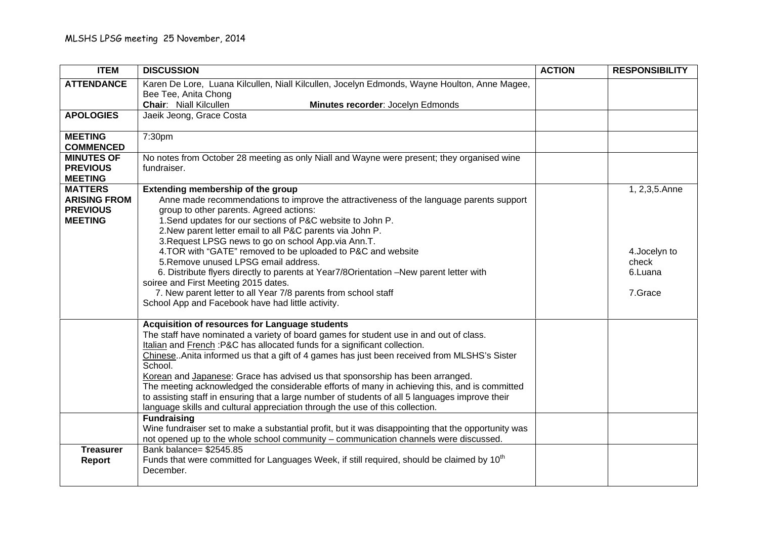MLSHS LPSG meeting 25 November, 2014

| ITEM | DISCUSSION | ACTION | RESPONSIBILITY |
|---|---|---|---|
| **ATTENDANCE** | Karen De Lore, Luana Kilcullen, Niall Kilcullen, Jocelyn Edmonds, Wayne Houlton, Anne Magee, Bee Tee, Anita Chong<br>**Chair**: Niall Kilcullen **Minutes recorder**: Jocelyn Edmonds | | |
| **APOLOGIES** | Jaeik Jeong, Grace Costa | | |
| **MEETING COMMENCED** | 7:30pm | | |
| **MINUTES OF PREVIOUS MEETING** | No notes from October 28 meeting as only Niall and Wayne were present; they organised wine fundraiser. | | |
| **MATTERS ARISING FROM PREVIOUS MEETING** | **Extending membership of the group**<br>Anne made recommendations to improve the attractiveness of the language parents support group to other parents. Agreed actions:<br>1.Send updates for our sections of P&C website to John P.<br>2.New parent letter email to all P&C parents via John P.<br>3.Request LPSG news to go on school App.via Ann.T.<br>4.TOR with "GATE" removed to be uploaded to P&C and website<br>5.Remove unused LPSG email address.<br>6. Distribute flyers directly to parents at Year7/8Orientation –New parent letter with soiree and First Meeting 2015 dates.<br>7. New parent letter to all Year 7/8 parents from school staff<br>School App and Facebook have had little activity. | | 1, 2,3,5.Anne<br><br>4.Jocelyn to check<br>6.Luana<br><br>7.Grace |
| | **Acquisition of resources for Language students**<br>The staff have nominated a variety of board games for student use in and out of class.<br>Italian and French :P&C has allocated funds for a significant collection.<br>Chinese..Anita informed us that a gift of 4 games has just been received from MLSHS's Sister School.<br>Korean and Japanese: Grace has advised us that sponsorship has been arranged.<br>The meeting acknowledged the considerable efforts of many in achieving this, and is committed to assisting staff in ensuring that a large number of students of all 5 languages improve their language skills and cultural appreciation through the use of this collection. | | |
| | **Fundraising**<br>Wine fundraiser set to make a substantial profit, but it was disappointing that the opportunity was not opened up to the whole school community – communication channels were discussed. | | |
| **Treasurer Report** | Bank balance= $2545.85<br>Funds that were committed for Languages Week, if still required, should be claimed by 10th December. | | |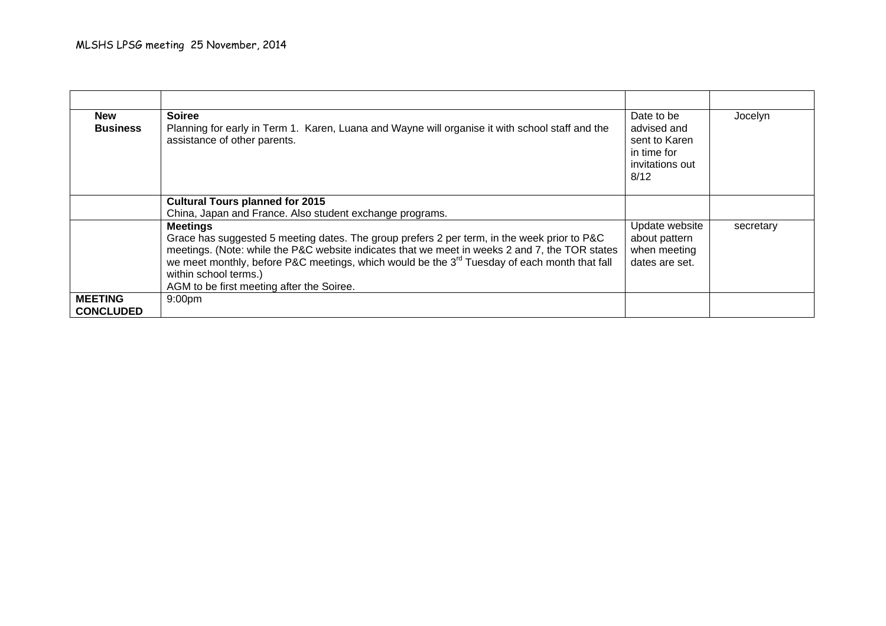MLSHS LPSG meeting 25 November, 2014

| | | | |
|---|---|---|---|
| **New Business** | **Soiree**<br>Planning for early in Term 1. Karen, Luana and Wayne will organise it with school staff and the assistance of other parents. | Date to be advised and sent to Karen in time for invitations out 8/12 | Jocelyn |
| | **Cultural Tours planned for 2015**<br>China, Japan and France. Also student exchange programs. | | |
| | **Meetings**<br>Grace has suggested 5 meeting dates. The group prefers 2 per term, in the week prior to P&C meetings. (Note: while the P&C website indicates that we meet in weeks 2 and 7, the TOR states we meet monthly, before P&C meetings, which would be the 3rd Tuesday of each month that fall within school terms.)<br>AGM to be first meeting after the Soiree. | Update website about pattern when meeting dates are set. | secretary |
| **MEETING CONCLUDED** | 9:00pm | | |